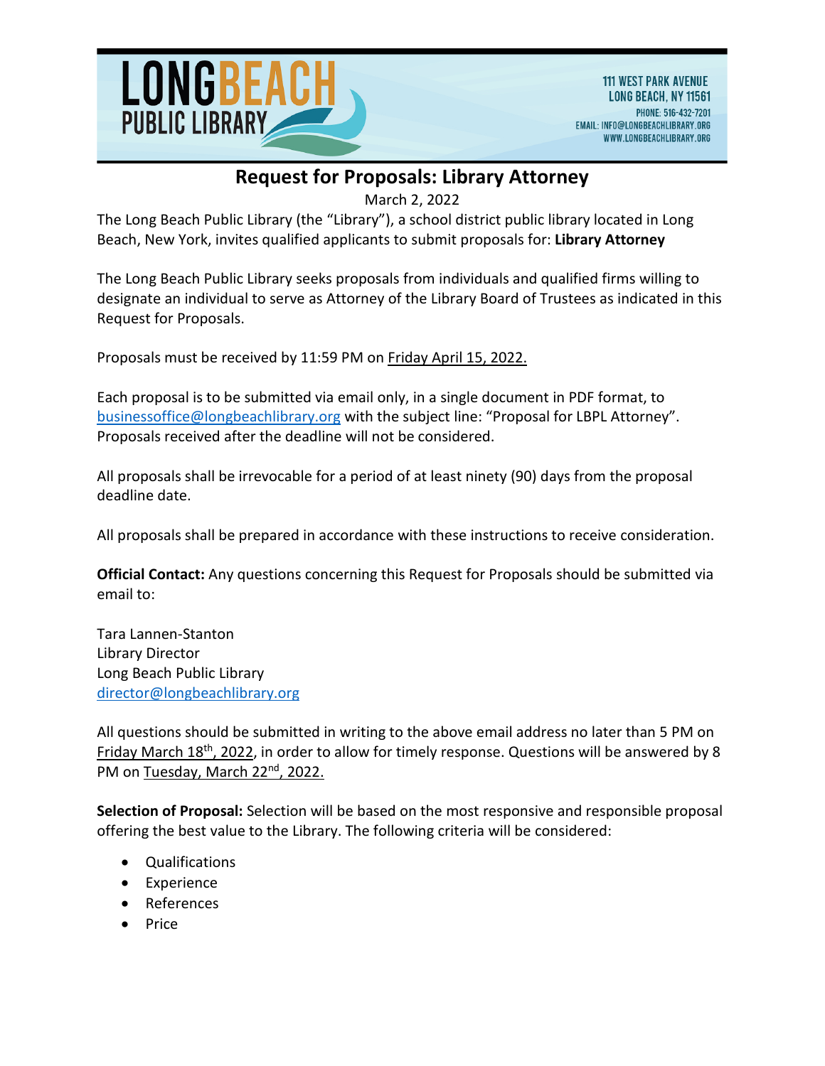LONG BEACH PUBLIC LIBRARY

111 WEST PARK AVENUE
LONG BEACH, NY 11561
PHONE: 516-432-7201
EMAIL: INFO@LONGBEACHLIBRARY.ORG
WWW.LONGBEACHLIBRARY.ORG

# Request for Proposals: Library Attorney

March 2, 2022

The Long Beach Public Library (the "Library"), a school district public library located in Long Beach, New York, invites qualified applicants to submit proposals for: **Library Attorney**

The Long Beach Public Library seeks proposals from individuals and qualified firms willing to designate an individual to serve as Attorney of the Library Board of Trustees as indicated in this Request for Proposals.

Proposals must be received by 11:59 PM on Friday April 15, 2022.

Each proposal is to be submitted via email only, in a single document in PDF format, to businessoffice@longbeachlibrary.org with the subject line: "Proposal for LBPL Attorney". Proposals received after the deadline will not be considered.

All proposals shall be irrevocable for a period of at least ninety (90) days from the proposal deadline date.

All proposals shall be prepared in accordance with these instructions to receive consideration.

**Official Contact:** Any questions concerning this Request for Proposals should be submitted via email to:

Tara Lannen-Stanton
Library Director
Long Beach Public Library
director@longbeachlibrary.org

All questions should be submitted in writing to the above email address no later than 5 PM on Friday March 18th, 2022, in order to allow for timely response. Questions will be answered by 8 PM on Tuesday, March 22nd, 2022.

**Selection of Proposal:** Selection will be based on the most responsive and responsible proposal offering the best value to the Library. The following criteria will be considered:

- Qualifications
- Experience
- References
- Price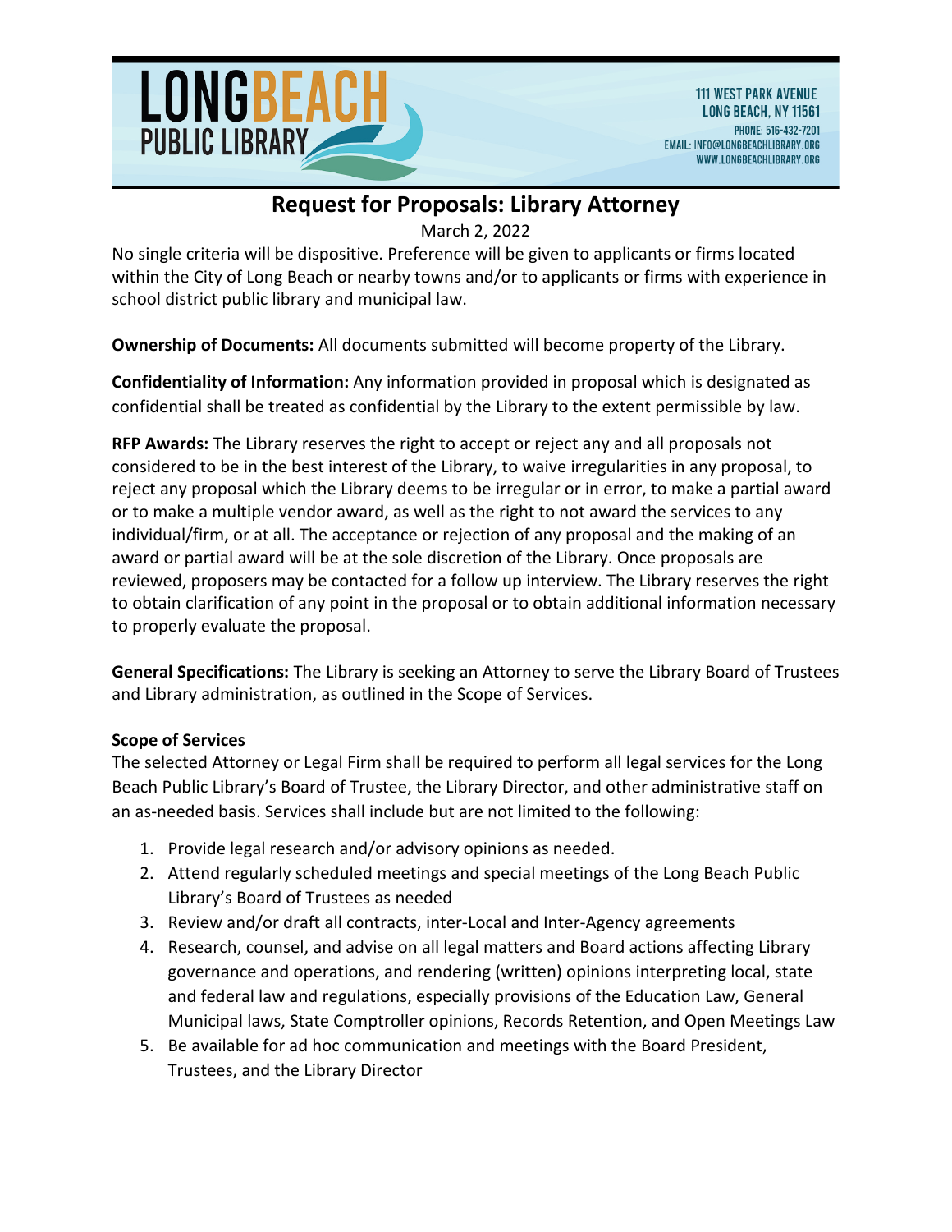# Request for Proposals: Library Attorney

March 2, 2022

No single criteria will be dispositive. Preference will be given to applicants or firms located within the City of Long Beach or nearby towns and/or to applicants or firms with experience in school district public library and municipal law.

**Ownership of Documents:** All documents submitted will become property of the Library.

**Confidentiality of Information:** Any information provided in proposal which is designated as confidential shall be treated as confidential by the Library to the extent permissible by law.

**RFP Awards:** The Library reserves the right to accept or reject any and all proposals not considered to be in the best interest of the Library, to waive irregularities in any proposal, to reject any proposal which the Library deems to be irregular or in error, to make a partial award or to make a multiple vendor award, as well as the right to not award the services to any individual/firm, or at all. The acceptance or rejection of any proposal and the making of an award or partial award will be at the sole discretion of the Library. Once proposals are reviewed, proposers may be contacted for a follow up interview. The Library reserves the right to obtain clarification of any point in the proposal or to obtain additional information necessary to properly evaluate the proposal.

**General Specifications:** The Library is seeking an Attorney to serve the Library Board of Trustees and Library administration, as outlined in the Scope of Services.

**Scope of Services**

The selected Attorney or Legal Firm shall be required to perform all legal services for the Long Beach Public Library's Board of Trustee, the Library Director, and other administrative staff on an as-needed basis. Services shall include but are not limited to the following:

1. Provide legal research and/or advisory opinions as needed.
2. Attend regularly scheduled meetings and special meetings of the Long Beach Public Library's Board of Trustees as needed
3. Review and/or draft all contracts, inter-Local and Inter-Agency agreements
4. Research, counsel, and advise on all legal matters and Board actions affecting Library governance and operations, and rendering (written) opinions interpreting local, state and federal law and regulations, especially provisions of the Education Law, General Municipal laws, State Comptroller opinions, Records Retention, and Open Meetings Law
5. Be available for ad hoc communication and meetings with the Board President, Trustees, and the Library Director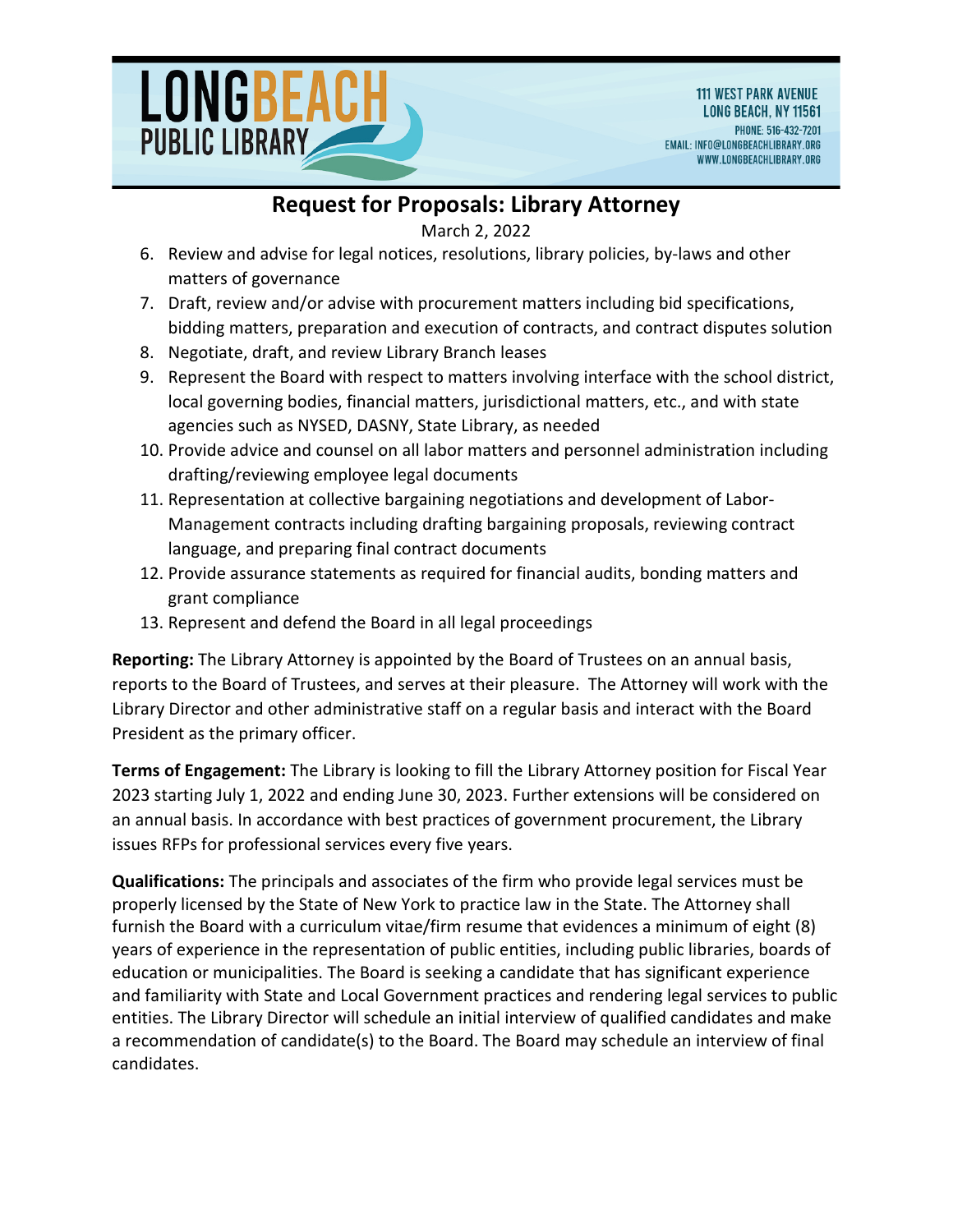6. Review and advise for legal notices, resolutions, library policies, by-laws and other matters of governance
7. Draft, review and/or advise with procurement matters including bid specifications, bidding matters, preparation and execution of contracts, and contract disputes solution
8. Negotiate, draft, and review Library Branch leases
9. Represent the Board with respect to matters involving interface with the school district, local governing bodies, financial matters, jurisdictional matters, etc., and with state agencies such as NYSED, DASNY, State Library, as needed
10. Provide advice and counsel on all labor matters and personnel administration including drafting/reviewing employee legal documents
11. Representation at collective bargaining negotiations and development of Labor-Management contracts including drafting bargaining proposals, reviewing contract language, and preparing final contract documents
12. Provide assurance statements as required for financial audits, bonding matters and grant compliance
13. Represent and defend the Board in all legal proceedings

**Reporting:** The Library Attorney is appointed by the Board of Trustees on an annual basis, reports to the Board of Trustees, and serves at their pleasure. The Attorney will work with the Library Director and other administrative staff on a regular basis and interact with the Board President as the primary officer.

**Terms of Engagement:** The Library is looking to fill the Library Attorney position for Fiscal Year 2023 starting July 1, 2022 and ending June 30, 2023. Further extensions will be considered on an annual basis. In accordance with best practices of government procurement, the Library issues RFPs for professional services every five years.

**Qualifications:** The principals and associates of the firm who provide legal services must be properly licensed by the State of New York to practice law in the State. The Attorney shall furnish the Board with a curriculum vitae/firm resume that evidences a minimum of eight (8) years of experience in the representation of public entities, including public libraries, boards of education or municipalities. The Board is seeking a candidate that has significant experience and familiarity with State and Local Government practices and rendering legal services to public entities. The Library Director will schedule an initial interview of qualified candidates and make a recommendation of candidate(s) to the Board. The Board may schedule an interview of final candidates.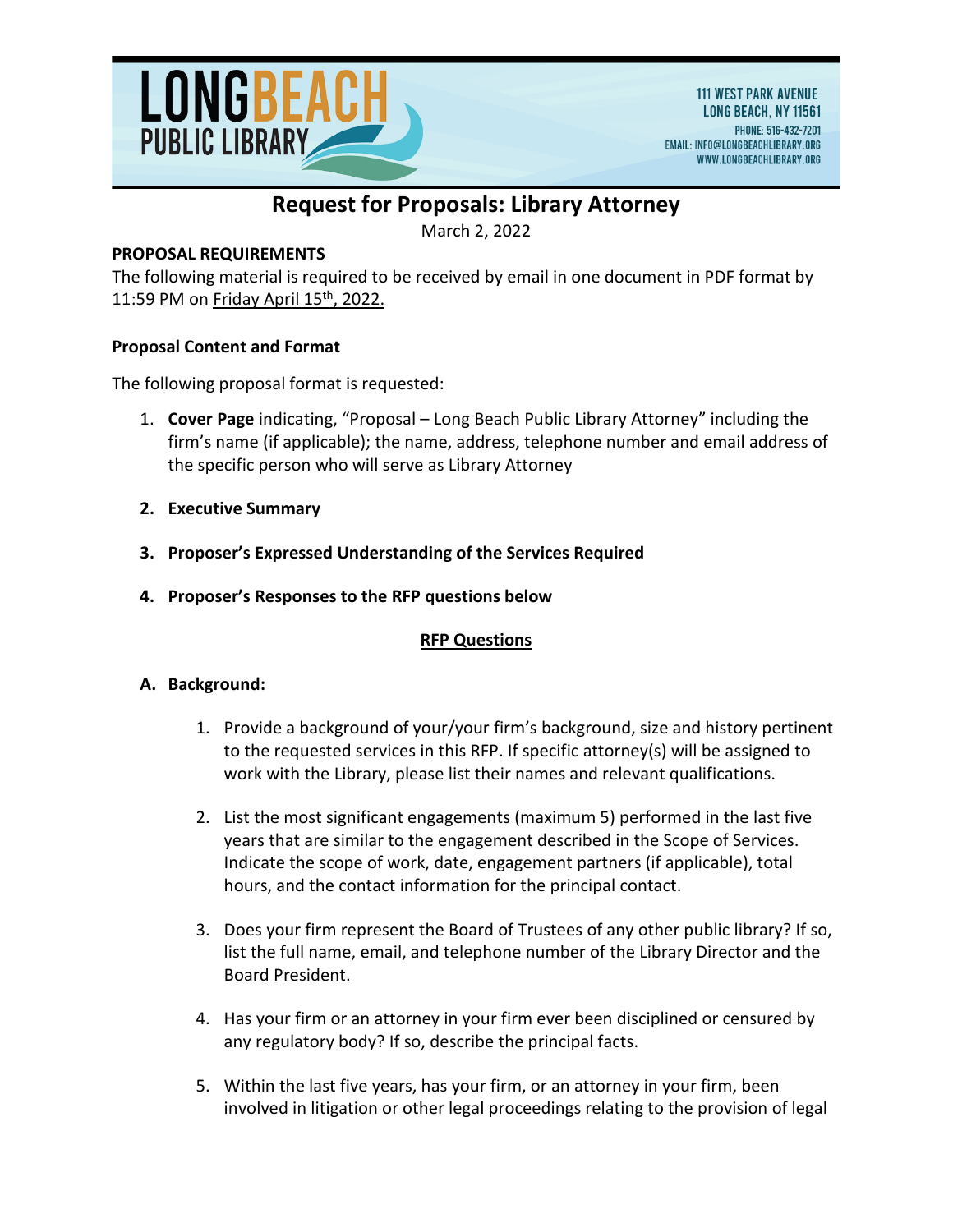# Request for Proposals: Library Attorney

March 2, 2022

**PROPOSAL REQUIREMENTS**

The following material is required to be received by email in one document in PDF format by 11:59 PM on Friday April 15th, 2022.

**Proposal Content and Format**

The following proposal format is requested:

1. **Cover Page** indicating, "Proposal – Long Beach Public Library Attorney" including the firm's name (if applicable); the name, address, telephone number and email address of the specific person who will serve as Library Attorney
2. **Executive Summary**
3. **Proposer's Expressed Understanding of the Services Required**
4. **Proposer's Responses to the RFP questions below**

**RFP Questions**

**A. Background:**

1. Provide a background of your/your firm's background, size and history pertinent to the requested services in this RFP. If specific attorney(s) will be assigned to work with the Library, please list their names and relevant qualifications.
2. List the most significant engagements (maximum 5) performed in the last five years that are similar to the engagement described in the Scope of Services. Indicate the scope of work, date, engagement partners (if applicable), total hours, and the contact information for the principal contact.
3. Does your firm represent the Board of Trustees of any other public library? If so, list the full name, email, and telephone number of the Library Director and the Board President.
4. Has your firm or an attorney in your firm ever been disciplined or censured by any regulatory body? If so, describe the principal facts.
5. Within the last five years, has your firm, or an attorney in your firm, been involved in litigation or other legal proceedings relating to the provision of legal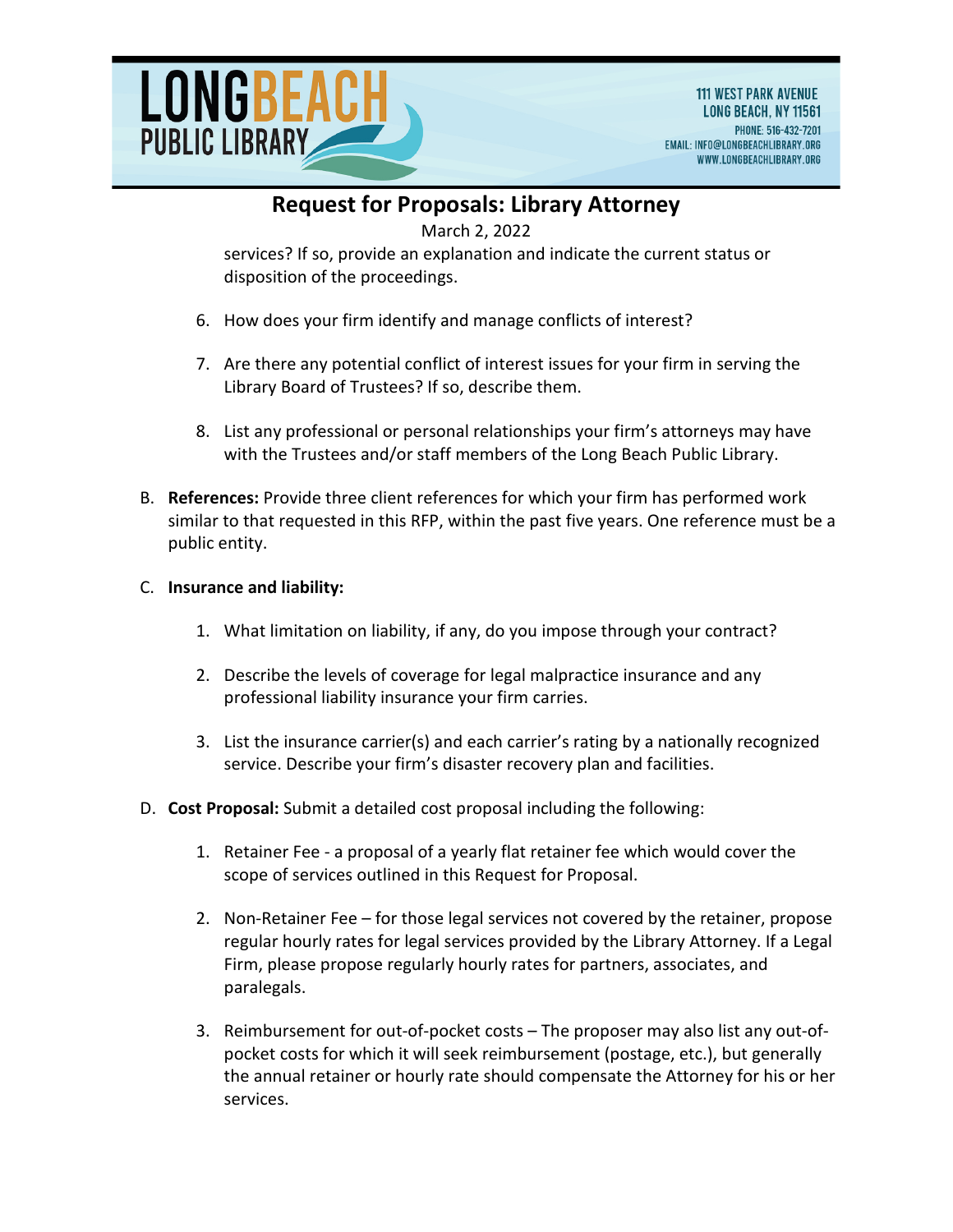services? If so, provide an explanation and indicate the current status or disposition of the proceedings.

6. How does your firm identify and manage conflicts of interest?

7. Are there any potential conflict of interest issues for your firm in serving the Library Board of Trustees? If so, describe them.

8. List any professional or personal relationships your firm's attorneys may have with the Trustees and/or staff members of the Long Beach Public Library.

B. **References:** Provide three client references for which your firm has performed work similar to that requested in this RFP, within the past five years. One reference must be a public entity.

C. **Insurance and liability:**

   1. What limitation on liability, if any, do you impose through your contract?

   2. Describe the levels of coverage for legal malpractice insurance and any professional liability insurance your firm carries.

   3. List the insurance carrier(s) and each carrier's rating by a nationally recognized service. Describe your firm's disaster recovery plan and facilities.

D. **Cost Proposal:** Submit a detailed cost proposal including the following:

   1. Retainer Fee - a proposal of a yearly flat retainer fee which would cover the scope of services outlined in this Request for Proposal.

   2. Non-Retainer Fee – for those legal services not covered by the retainer, propose regular hourly rates for legal services provided by the Library Attorney. If a Legal Firm, please propose regularly hourly rates for partners, associates, and paralegals.

   3. Reimbursement for out-of-pocket costs – The proposer may also list any out-of-pocket costs for which it will seek reimbursement (postage, etc.), but generally the annual retainer or hourly rate should compensate the Attorney for his or her services.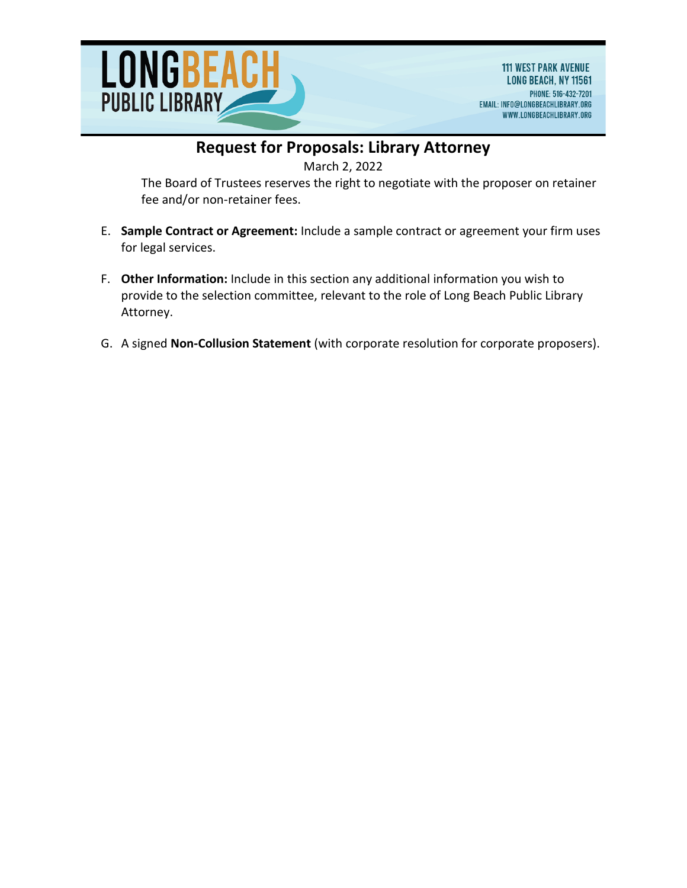The Board of Trustees reserves the right to negotiate with the proposer on retainer fee and/or non-retainer fees.

E. **Sample Contract or Agreement:** Include a sample contract or agreement your firm uses for legal services.

F. **Other Information:** Include in this section any additional information you wish to provide to the selection committee, relevant to the role of Long Beach Public Library Attorney.

G. A signed **Non-Collusion Statement** (with corporate resolution for corporate proposers).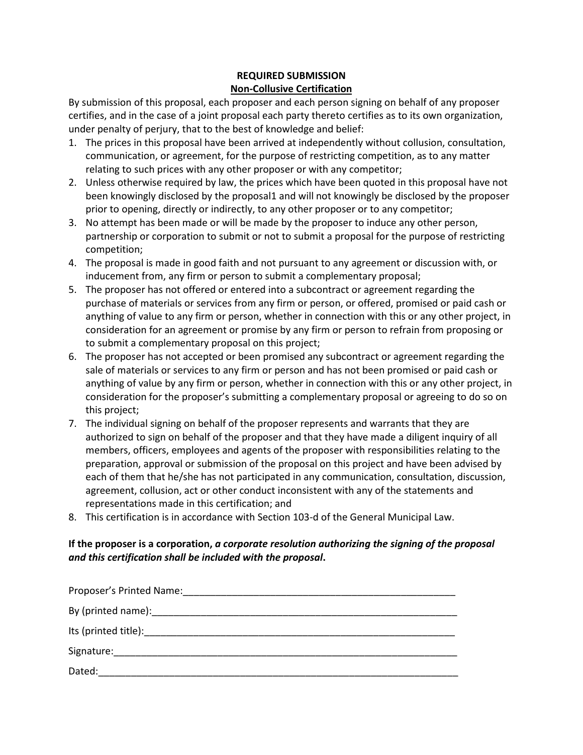**REQUIRED SUBMISSION**

**Non-Collusive Certification**

By submission of this proposal, each proposer and each person signing on behalf of any proposer certifies, and in the case of a joint proposal each party thereto certifies as to its own organization, under penalty of perjury, that to the best of knowledge and belief:

1. The prices in this proposal have been arrived at independently without collusion, consultation, communication, or agreement, for the purpose of restricting competition, as to any matter relating to such prices with any other proposer or with any competitor;
2. Unless otherwise required by law, the prices which have been quoted in this proposal have not been knowingly disclosed by the proposal1 and will not knowingly be disclosed by the proposer prior to opening, directly or indirectly, to any other proposer or to any competitor;
3. No attempt has been made or will be made by the proposer to induce any other person, partnership or corporation to submit or not to submit a proposal for the purpose of restricting competition;
4. The proposal is made in good faith and not pursuant to any agreement or discussion with, or inducement from, any firm or person to submit a complementary proposal;
5. The proposer has not offered or entered into a subcontract or agreement regarding the purchase of materials or services from any firm or person, or offered, promised or paid cash or anything of value to any firm or person, whether in connection with this or any other project, in consideration for an agreement or promise by any firm or person to refrain from proposing or to submit a complementary proposal on this project;
6. The proposer has not accepted or been promised any subcontract or agreement regarding the sale of materials or services to any firm or person and has not been promised or paid cash or anything of value by any firm or person, whether in connection with this or any other project, in consideration for the proposer's submitting a complementary proposal or agreeing to do so on this project;
7. The individual signing on behalf of the proposer represents and warrants that they are authorized to sign on behalf of the proposer and that they have made a diligent inquiry of all members, officers, employees and agents of the proposer with responsibilities relating to the preparation, approval or submission of the proposal on this project and have been advised by each of them that he/she has not participated in any communication, consultation, discussion, agreement, collusion, act or other conduct inconsistent with any of the statements and representations made in this certification; and
8. This certification is in accordance with Section 103-d of the General Municipal Law.

**If the proposer is a corporation, *a corporate resolution authorizing the signing of the proposal and this certification shall be included with the proposal*.**

Proposer's Printed Name:____________________________________________________

By (printed name):________________________________________________________

Its (printed title):_________________________________________________________

Signature:______________________________________________________________

Dated:_________________________________________________________________